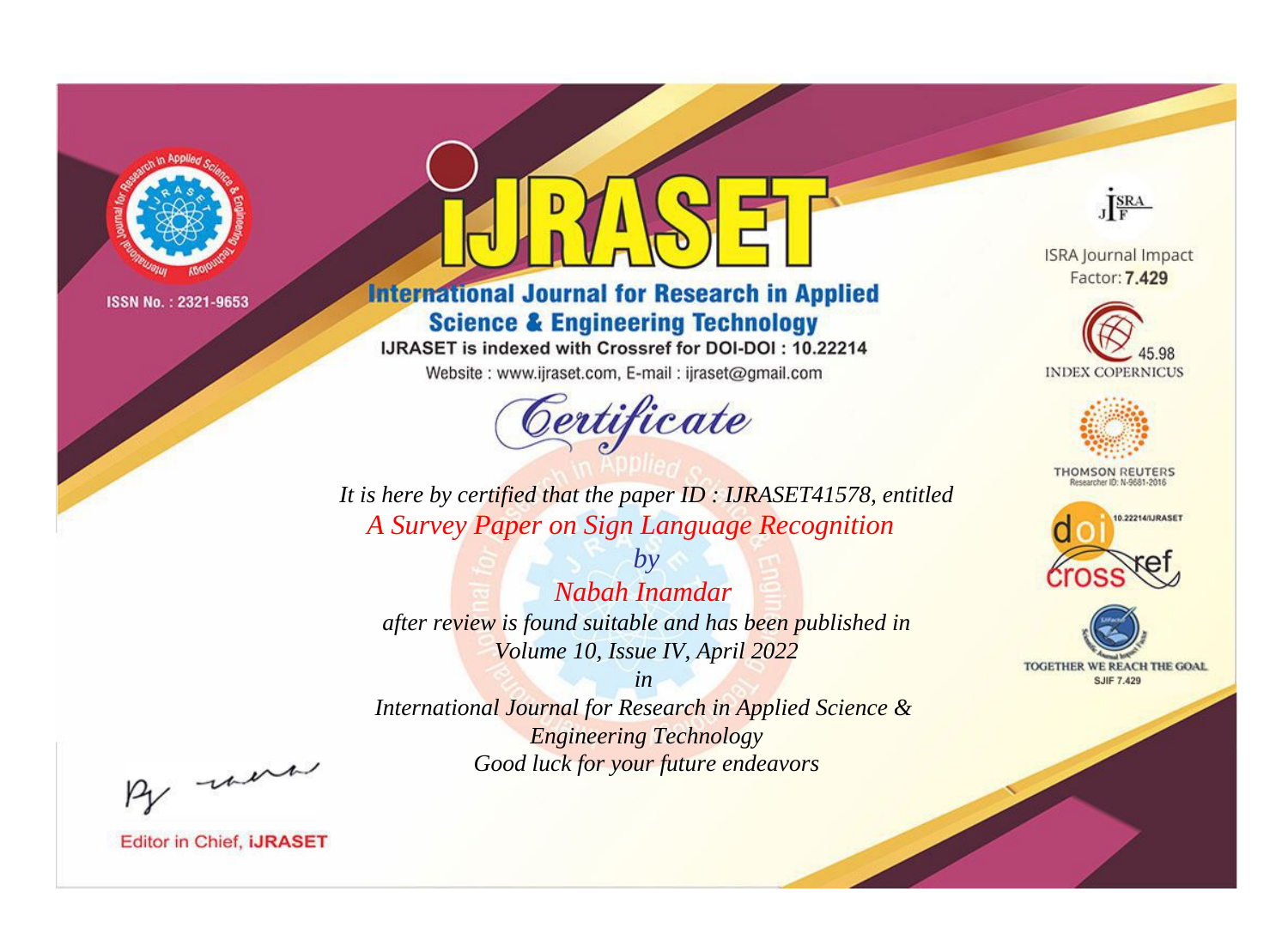ISSN No. : 2321-9653

# IJRASET

## International Journal for Research in Applied Science & Engineering Technology

IJRASET is indexed with Crossref for DOI-DOI : 10.22214

Website : www.ijraset.com, E-mail : ijraset@gmail.com

ISRA Journal Impact Factor: **7.429**

45.98 INDEX COPERNICUS

THOMSON REUTERS Researcher ID: N-9681-2016

10.22214/IJRASET

TOGETHER WE REACH THE GOAL SJIF 7.429

## Certificate

*It is here by certified that the paper ID : IJRASET41578, entitled*

*A Survey Paper on Sign Language Recognition*

*by*

*Nabah Inamdar*

*after review is found suitable and has been published in*

*Volume 10, Issue IV, April 2022*

*in*

*International Journal for Research in Applied Science & Engineering Technology*

*Good luck for your future endeavors*

Editor in Chief, **IJRASET**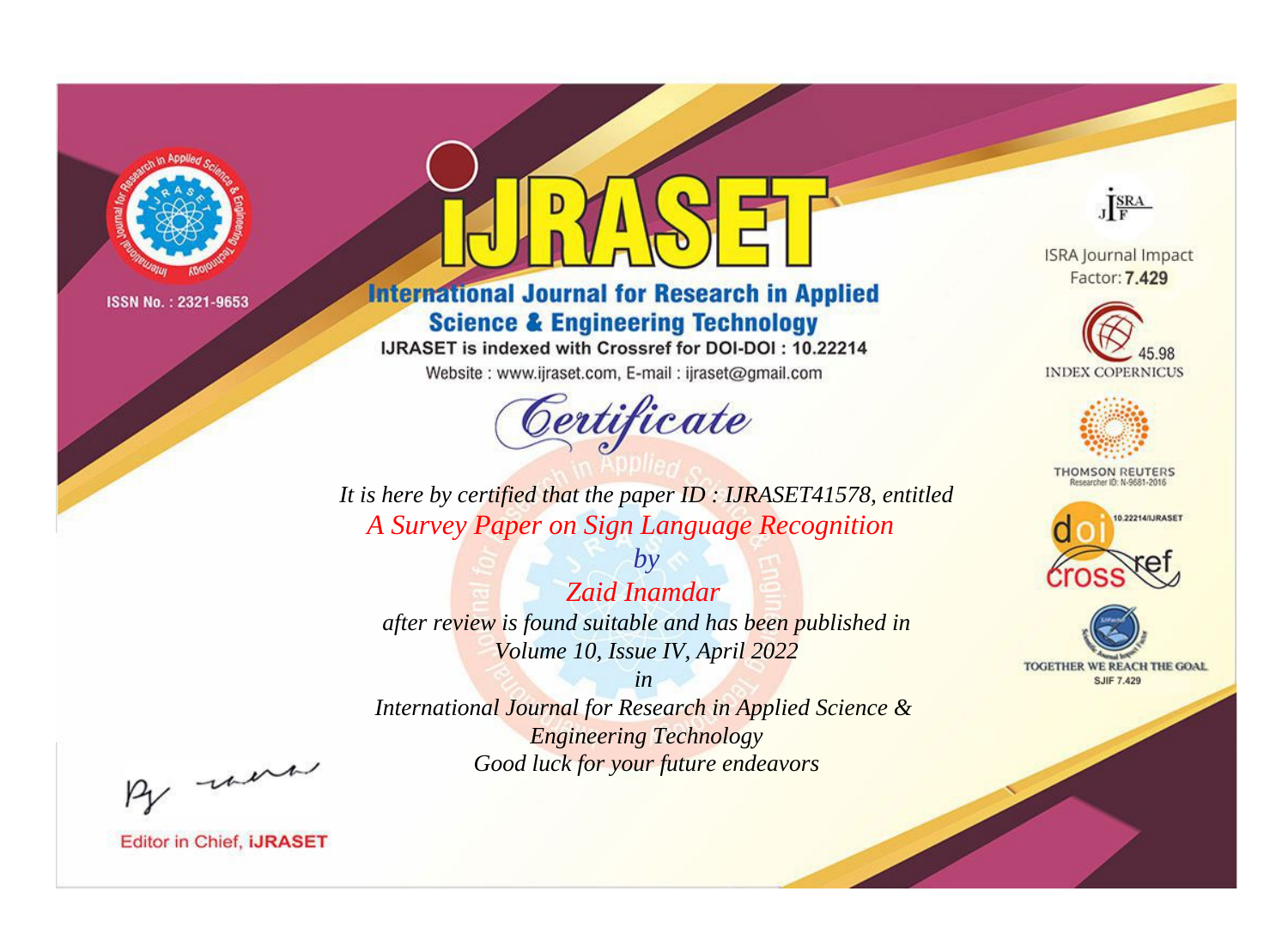ISSN No. : 2321-9653

# iJRASET

## International Journal for Research in Applied Science & Engineering Technology

IJRASET is indexed with Crossref for DOI-DOI : 10.22214

Website : www.ijraset.com, E-mail : ijraset@gmail.com

*Certificate*

*It is here by certified that the paper ID : IJRASET41578, entitled*

*A Survey Paper on Sign Language Recognition*

*by*

*Zaid Inamdar*

*after review is found suitable and has been published in*

*Volume 10, Issue IV, April 2022*

*in*

*International Journal for Research in Applied Science & Engineering Technology*

*Good luck for your future endeavors*

Editor in Chief, iJRASET

ISRA Journal Impact Factor: **7.429**

45.98 INDEX COPERNICUS

THOMSON REUTERS Researcher ID: N-9681-2016

10.22214/IJRASET

TOGETHER WE REACH THE GOAL SJIF 7.429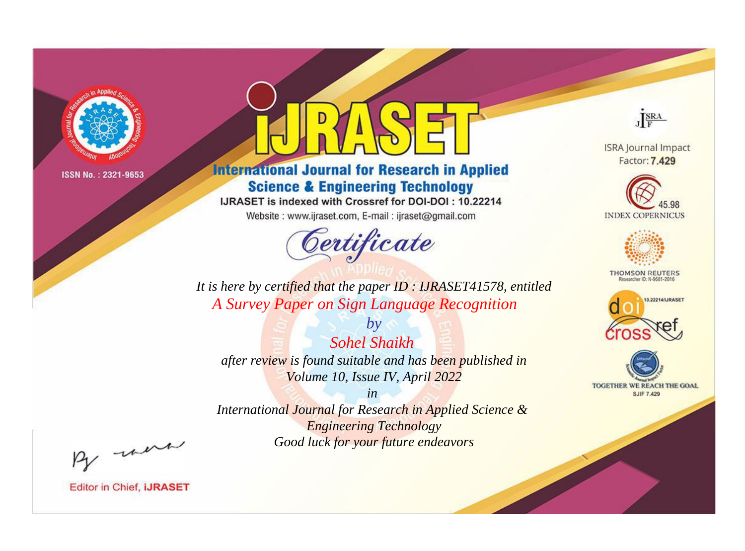ISSN No. : 2321-9653

# IJRASET

## International Journal for Research in Applied Science & Engineering Technology

IJRASET is indexed with Crossref for DOI-DOI : 10.22214

Website : www.ijraset.com, E-mail : ijraset@gmail.com

*Certificate*

*It is here by certified that the paper ID : IJRASET41578, entitled*

*A Survey Paper on Sign Language Recognition*

*by*

*Sohel Shaikh*

*after review is found suitable and has been published in*

*Volume 10, Issue IV, April 2022*

*in*

*International Journal for Research in Applied Science & Engineering Technology*

*Good luck for your future endeavors*

ISRA Journal Impact Factor: **7.429**

45.98 INDEX COPERNICUS

THOMSON REUTERS Researcher ID: N-9681-2016

10.22214/IJRASET

TOGETHER WE REACH THE GOAL SJIF 7.429

Editor in Chief, **iJRASET**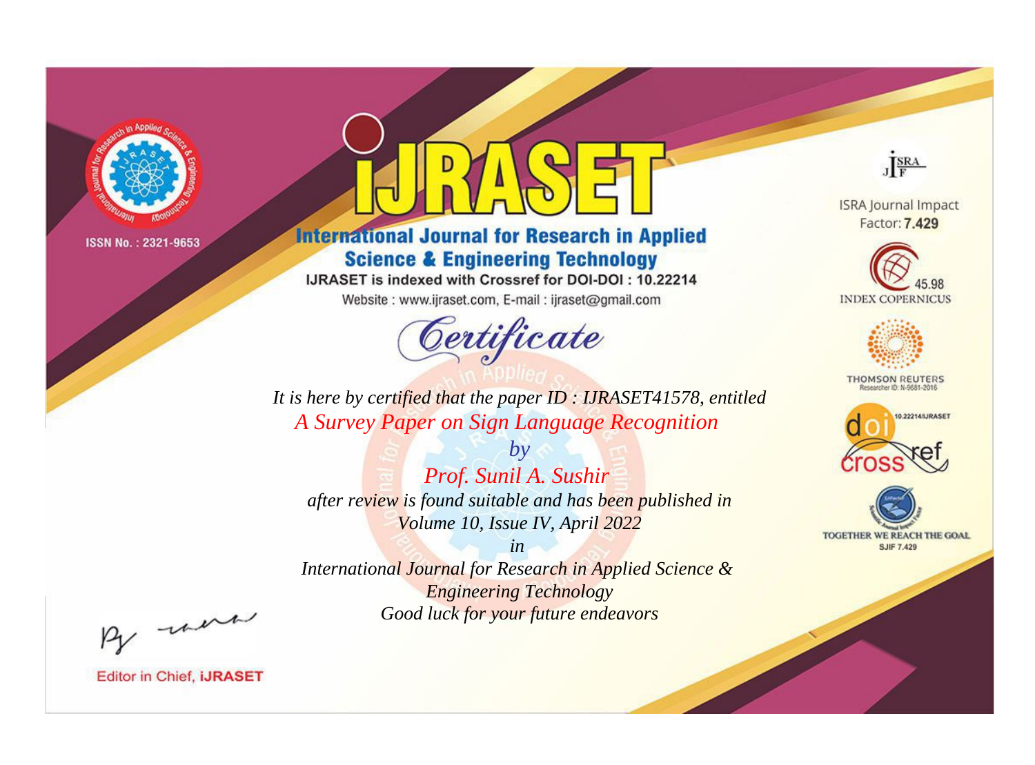ISSN No. : 2321-9653

# IJRASET

## International Journal for Research in Applied Science & Engineering Technology

IJRASET is indexed with Crossref for DOI-DOI : 10.22214

Website : www.ijraset.com, E-mail : ijraset@gmail.com

ISRA Journal Impact Factor: **7.429**

45.98 INDEX COPERNICUS

THOMSON REUTERS Researcher ID: N-9681-2016

10.22214/IJRASET

TOGETHER WE REACH THE GOAL SJIF 7.429

*Certificate*

*It is here by certified that the paper ID : IJRASET41578, entitled*

*A Survey Paper on Sign Language Recognition*

*by*

*Prof. Sunil A. Sushir*

*after review is found suitable and has been published in*

*Volume 10, Issue IV, April 2022*

*in*

*International Journal for Research in Applied Science & Engineering Technology*

*Good luck for your future endeavors*

Editor in Chief, **iJRASET**